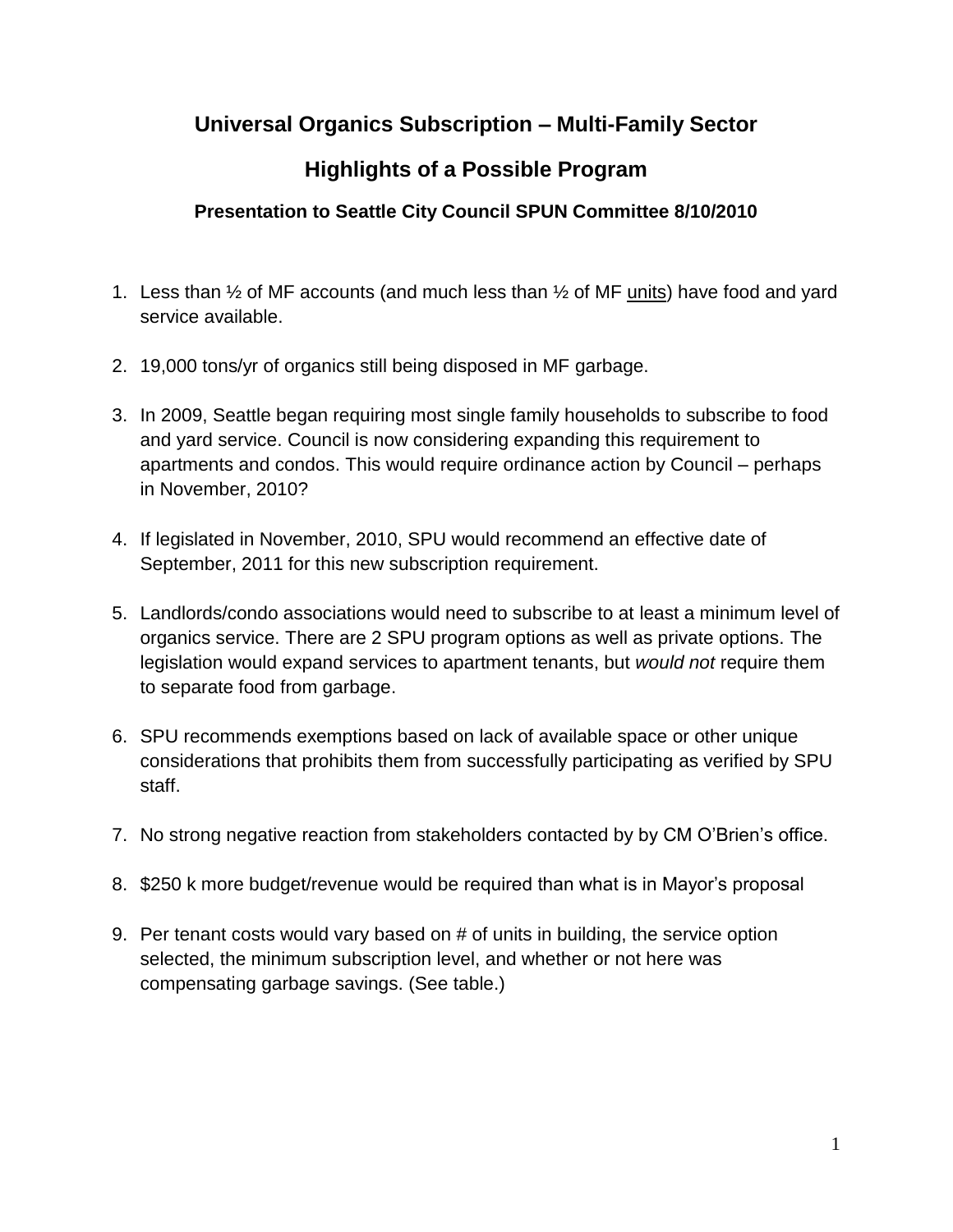# Universal Organics Subscription – Multi-Family Sector

## Highlights of a Possible Program

### Presentation to Seattle City Council SPUN Committee 8/10/2010

1. Less than ½ of MF accounts (and much less than ½ of MF units) have food and yard service available.

2. 19,000 tons/yr of organics still being disposed in MF garbage.

3. In 2009, Seattle began requiring most single family households to subscribe to food and yard service. Council is now considering expanding this requirement to apartments and condos. This would require ordinance action by Council – perhaps in November, 2010?

4. If legislated in November, 2010, SPU would recommend an effective date of September, 2011 for this new subscription requirement.

5. Landlords/condo associations would need to subscribe to at least a minimum level of organics service. There are 2 SPU program options as well as private options. The legislation would expand services to apartment tenants, but *would not* require them to separate food from garbage.

6. SPU recommends exemptions based on lack of available space or other unique considerations that prohibits them from successfully participating as verified by SPU staff.

7. No strong negative reaction from stakeholders contacted by by CM O'Brien's office.

8. $250 k more budget/revenue would be required than what is in Mayor's proposal

9. Per tenant costs would vary based on # of units in building, the service option selected, the minimum subscription level, and whether or not here was compensating garbage savings. (See table.)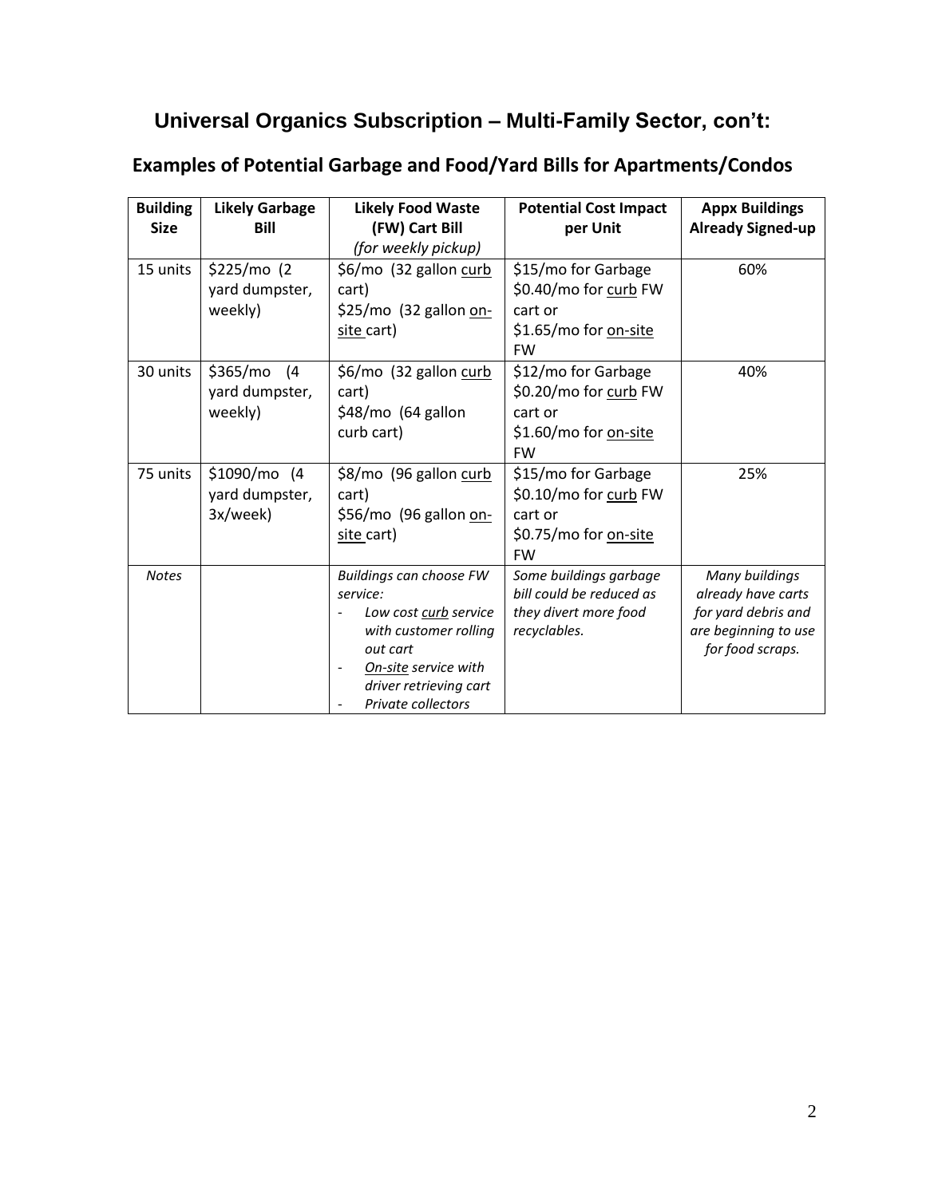# Universal Organics Subscription – Multi-Family Sector, con't:

## Examples of Potential Garbage and Food/Yard Bills for Apartments/Condos

| Building Size | Likely Garbage Bill | Likely Food Waste (FW) Cart Bill *(for weekly pickup)* | Potential Cost Impact per Unit | Appx Buildings Already Signed-up |
|---|---|---|---|---|
| 15 units | $225/mo (2 yard dumpster, weekly) | $6/mo (32 gallon curb cart)<br>$25/mo (32 gallon on-site cart) | $15/mo for Garbage<br>$0.40/mo for curb FW cart or<br>$1.65/mo for on-site FW | 60% |
| 30 units | $365/mo (4 yard dumpster, weekly) | $6/mo (32 gallon curb cart)<br>$48/mo (64 gallon curb cart) | $12/mo for Garbage<br>$0.20/mo for curb FW cart or<br>$1.60/mo for on-site FW | 40% |
| 75 units | $1090/mo (4 yard dumpster, 3x/week) | $8/mo (96 gallon curb cart)<br>$56/mo (96 gallon on-site cart) | $15/mo for Garbage<br>$0.10/mo for curb FW cart or<br>$0.75/mo for on-site FW | 25% |
| *Notes* | | *Buildings can choose FW service:*<br>- *Low cost curb service with customer rolling out cart*<br>- *On-site service with driver retrieving cart*<br>- *Private collectors* | *Some buildings garbage bill could be reduced as they divert more food recyclables.* | *Many buildings already have carts for yard debris and are beginning to use for food scraps.* |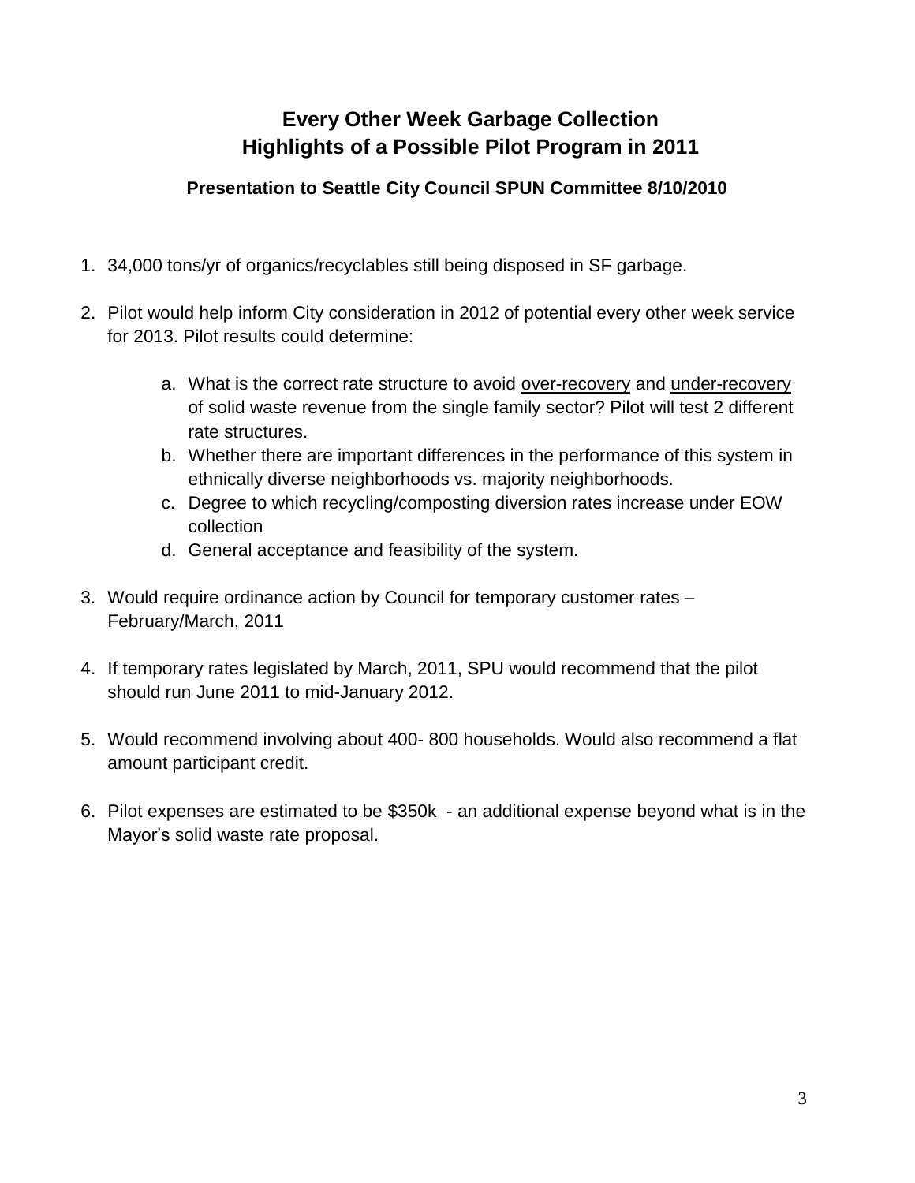# Every Other Week Garbage Collection
# Highlights of a Possible Pilot Program in 2011

### Presentation to Seattle City Council SPUN Committee 8/10/2010

1. 34,000 tons/yr of organics/recyclables still being disposed in SF garbage.

2. Pilot would help inform City consideration in 2012 of potential every other week service for 2013. Pilot results could determine:

   a. What is the correct rate structure to avoid <u>over-recovery</u> and <u>under-recovery</u> of solid waste revenue from the single family sector? Pilot will test 2 different rate structures.
   b. Whether there are important differences in the performance of this system in ethnically diverse neighborhoods vs. majority neighborhoods.
   c. Degree to which recycling/composting diversion rates increase under EOW collection
   d. General acceptance and feasibility of the system.

3. Would require ordinance action by Council for temporary customer rates – February/March, 2011

4. If temporary rates legislated by March, 2011, SPU would recommend that the pilot should run June 2011 to mid-January 2012.

5. Would recommend involving about 400- 800 households. Would also recommend a flat amount participant credit.

6. Pilot expenses are estimated to be $350k - an additional expense beyond what is in the Mayor's solid waste rate proposal.